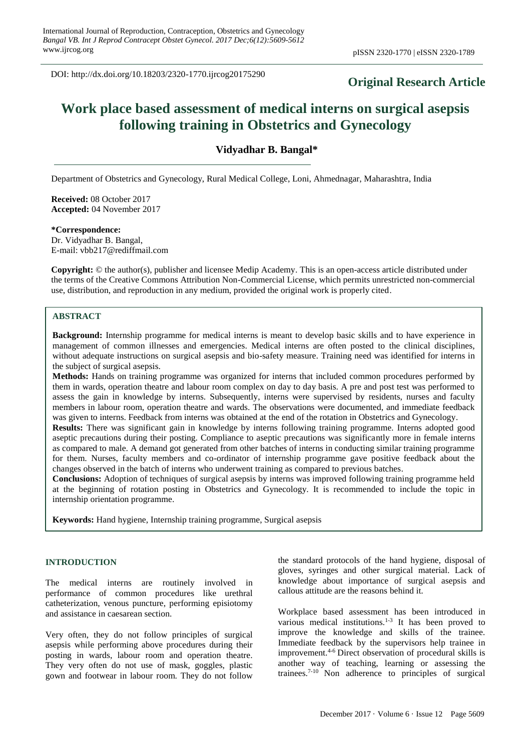DOI: http://dx.doi.org/10.18203/2320-1770.ijrcog20175290

**Original Research Article**

# Work place based assessment of medical interns on surgical asepsis following training in Obstetrics and Gynecology

**Vidyadhar B. Bangal***

Department of Obstetrics and Gynecology, Rural Medical College, Loni, Ahmednagar, Maharashtra, India

**Received:** 08 October 2017
**Accepted:** 04 November 2017

**\*Correspondence:**
Dr. Vidyadhar B. Bangal,
E-mail: vbb217@rediffmail.com

**Copyright:** © the author(s), publisher and licensee Medip Academy. This is an open-access article distributed under the terms of the Creative Commons Attribution Non-Commercial License, which permits unrestricted non-commercial use, distribution, and reproduction in any medium, provided the original work is properly cited.

## ABSTRACT

**Background:** Internship programme for medical interns is meant to develop basic skills and to have experience in management of common illnesses and emergencies. Medical interns are often posted to the clinical disciplines, without adequate instructions on surgical asepsis and bio-safety measure. Training need was identified for interns in the subject of surgical asepsis.

**Methods:** Hands on training programme was organized for interns that included common procedures performed by them in wards, operation theatre and labour room complex on day to day basis. A pre and post test was performed to assess the gain in knowledge by interns. Subsequently, interns were supervised by residents, nurses and faculty members in labour room, operation theatre and wards. The observations were documented, and immediate feedback was given to interns. Feedback from interns was obtained at the end of the rotation in Obstetrics and Gynecology.

**Results:** There was significant gain in knowledge by interns following training programme. Interns adopted good aseptic precautions during their posting. Compliance to aseptic precautions was significantly more in female interns as compared to male. A demand got generated from other batches of interns in conducting similar training programme for them. Nurses, faculty members and co-ordinator of internship programme gave positive feedback about the changes observed in the batch of interns who underwent training as compared to previous batches.

**Conclusions:** Adoption of techniques of surgical asepsis by interns was improved following training programme held at the beginning of rotation posting in Obstetrics and Gynecology. It is recommended to include the topic in internship orientation programme.

**Keywords:** Hand hygiene, Internship training programme, Surgical asepsis

## INTRODUCTION

The medical interns are routinely involved in performance of common procedures like urethral catheterization, venous puncture, performing episiotomy and assistance in caesarean section.

Very often, they do not follow principles of surgical asepsis while performing above procedures during their posting in wards, labour room and operation theatre. They very often do not use of mask, goggles, plastic gown and footwear in labour room. They do not follow the standard protocols of the hand hygiene, disposal of gloves, syringes and other surgical material. Lack of knowledge about importance of surgical asepsis and callous attitude are the reasons behind it.

Workplace based assessment has been introduced in various medical institutions.[1-3] It has been proved to improve the knowledge and skills of the trainee. Immediate feedback by the supervisors help trainee in improvement.[4-6] Direct observation of procedural skills is another way of teaching, learning or assessing the trainees.[7-10] Non adherence to principles of surgical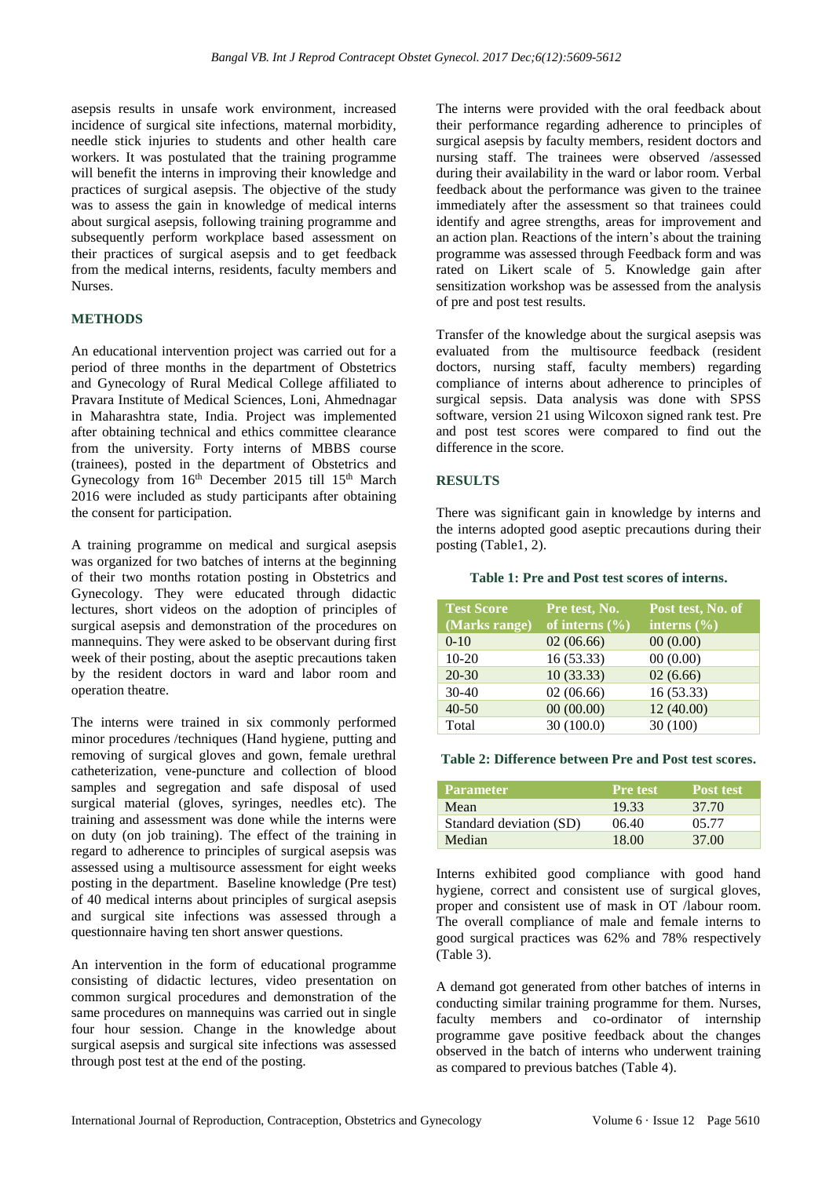asepsis results in unsafe work environment, increased incidence of surgical site infections, maternal morbidity, needle stick injuries to students and other health care workers. It was postulated that the training programme will benefit the interns in improving their knowledge and practices of surgical asepsis. The objective of the study was to assess the gain in knowledge of medical interns about surgical asepsis, following training programme and subsequently perform workplace based assessment on their practices of surgical asepsis and to get feedback from the medical interns, residents, faculty members and Nurses.

## METHODS

An educational intervention project was carried out for a period of three months in the department of Obstetrics and Gynecology of Rural Medical College affiliated to Pravara Institute of Medical Sciences, Loni, Ahmednagar in Maharashtra state, India. Project was implemented after obtaining technical and ethics committee clearance from the university. Forty interns of MBBS course (trainees), posted in the department of Obstetrics and Gynecology from 16th December 2015 till 15th March 2016 were included as study participants after obtaining the consent for participation.

A training programme on medical and surgical asepsis was organized for two batches of interns at the beginning of their two months rotation posting in Obstetrics and Gynecology. They were educated through didactic lectures, short videos on the adoption of principles of surgical asepsis and demonstration of the procedures on mannequins. They were asked to be observant during first week of their posting, about the aseptic precautions taken by the resident doctors in ward and labor room and operation theatre.

The interns were trained in six commonly performed minor procedures /techniques (Hand hygiene, putting and removing of surgical gloves and gown, female urethral catheterization, vene-puncture and collection of blood samples and segregation and safe disposal of used surgical material (gloves, syringes, needles etc). The training and assessment was done while the interns were on duty (on job training). The effect of the training in regard to adherence to principles of surgical asepsis was assessed using a multisource assessment for eight weeks posting in the department. Baseline knowledge (Pre test) of 40 medical interns about principles of surgical asepsis and surgical site infections was assessed through a questionnaire having ten short answer questions.

An intervention in the form of educational programme consisting of didactic lectures, video presentation on common surgical procedures and demonstration of the same procedures on mannequins was carried out in single four hour session. Change in the knowledge about surgical asepsis and surgical site infections was assessed through post test at the end of the posting.

The interns were provided with the oral feedback about their performance regarding adherence to principles of surgical asepsis by faculty members, resident doctors and nursing staff. The trainees were observed /assessed during their availability in the ward or labor room. Verbal feedback about the performance was given to the trainee immediately after the assessment so that trainees could identify and agree strengths, areas for improvement and an action plan. Reactions of the intern's about the training programme was assessed through Feedback form and was rated on Likert scale of 5. Knowledge gain after sensitization workshop was be assessed from the analysis of pre and post test results.

Transfer of the knowledge about the surgical asepsis was evaluated from the multisource feedback (resident doctors, nursing staff, faculty members) regarding compliance of interns about adherence to principles of surgical sepsis. Data analysis was done with SPSS software, version 21 using Wilcoxon signed rank test. Pre and post test scores were compared to find out the difference in the score.

## RESULTS

There was significant gain in knowledge by interns and the interns adopted good aseptic precautions during their posting (Table1, 2).

**Table 1: Pre and Post test scores of interns.**

| Test Score (Marks range) | Pre test, No. of interns (%) | Post test, No. of interns (%) |
|---|---|---|
| 0-10 | 02 (06.66) | 00 (0.00) |
| 10-20 | 16 (53.33) | 00 (0.00) |
| 20-30 | 10 (33.33) | 02 (6.66) |
| 30-40 | 02 (06.66) | 16 (53.33) |
| 40-50 | 00 (00.00) | 12 (40.00) |
| Total | 30 (100.0) | 30 (100) |

**Table 2: Difference between Pre and Post test scores.**

| Parameter | Pre test | Post test |
|---|---|---|
| Mean | 19.33 | 37.70 |
| Standard deviation (SD) | 06.40 | 05.77 |
| Median | 18.00 | 37.00 |

Interns exhibited good compliance with good hand hygiene, correct and consistent use of surgical gloves, proper and consistent use of mask in OT /labour room. The overall compliance of male and female interns to good surgical practices was 62% and 78% respectively (Table 3).

A demand got generated from other batches of interns in conducting similar training programme for them. Nurses, faculty members and co-ordinator of internship programme gave positive feedback about the changes observed in the batch of interns who underwent training as compared to previous batches (Table 4).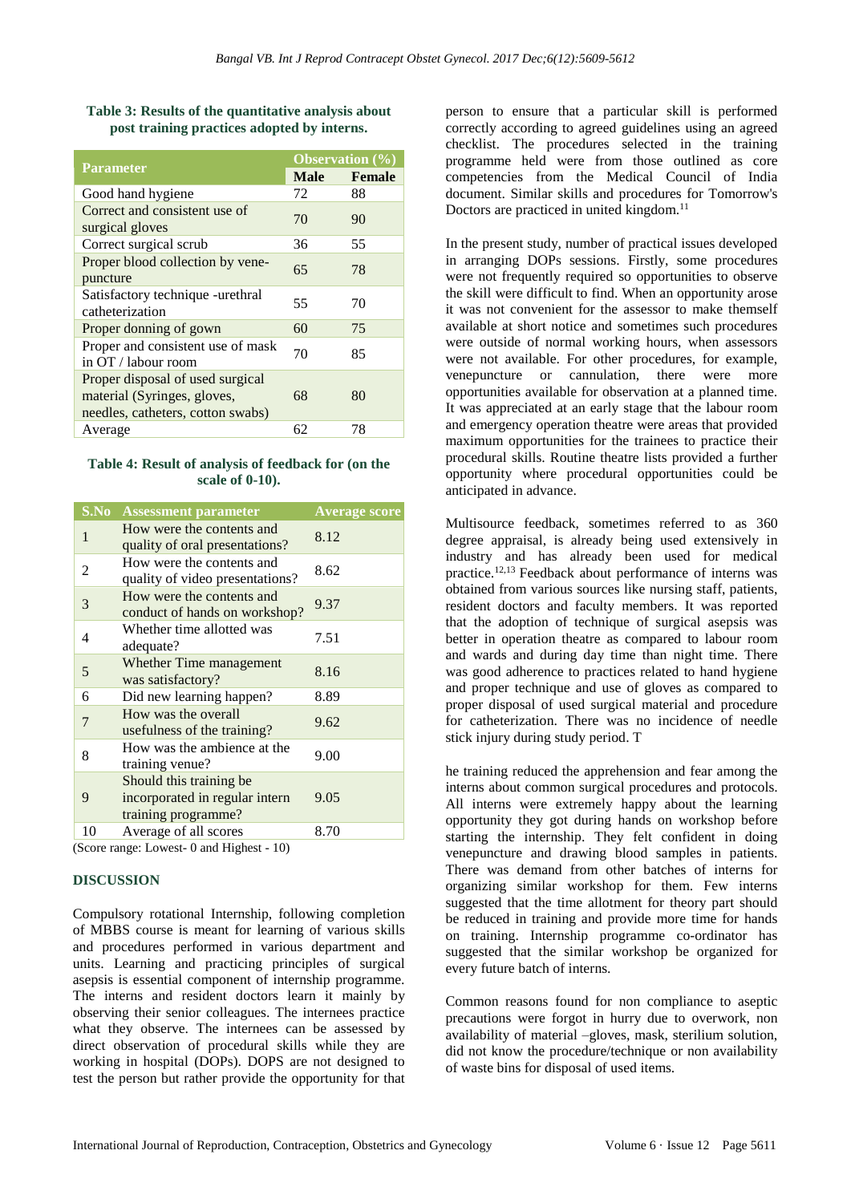**Table 3: Results of the quantitative analysis about post training practices adopted by interns.**

| Parameter | Observation (%) | |
|---|---|---|
| | Male | Female |
| Good hand hygiene | 72 | 88 |
| Correct and consistent use of surgical gloves | 70 | 90 |
| Correct surgical scrub | 36 | 55 |
| Proper blood collection by vene-puncture | 65 | 78 |
| Satisfactory technique -urethral catheterization | 55 | 70 |
| Proper donning of gown | 60 | 75 |
| Proper and consistent use of mask in OT / labour room | 70 | 85 |
| Proper disposal of used surgical material (Syringes, gloves, needles, catheters, cotton swabs) | 68 | 80 |
| Average | 62 | 78 |

**Table 4: Result of analysis of feedback for (on the scale of 0-10).**

| S.No | Assessment parameter | Average score |
|---|---|---|
| 1 | How were the contents and quality of oral presentations? | 8.12 |
| 2 | How were the contents and quality of video presentations? | 8.62 |
| 3 | How were the contents and conduct of hands on workshop? | 9.37 |
| 4 | Whether time allotted was adequate? | 7.51 |
| 5 | Whether Time management was satisfactory? | 8.16 |
| 6 | Did new learning happen? | 8.89 |
| 7 | How was the overall usefulness of the training? | 9.62 |
| 8 | How was the ambience at the training venue? | 9.00 |
| 9 | Should this training be incorporated in regular intern training programme? | 9.05 |
| 10 | Average of all scores | 8.70 |

(Score range: Lowest- 0 and Highest - 10)

## DISCUSSION

Compulsory rotational Internship, following completion of MBBS course is meant for learning of various skills and procedures performed in various department and units. Learning and practicing principles of surgical asepsis is essential component of internship programme. The interns and resident doctors learn it mainly by observing their senior colleagues. The internees practice what they observe. The internees can be assessed by direct observation of procedural skills while they are working in hospital (DOPs). DOPS are not designed to test the person but rather provide the opportunity for that person to ensure that a particular skill is performed correctly according to agreed guidelines using an agreed checklist. The procedures selected in the training programme held were from those outlined as core competencies from the Medical Council of India document. Similar skills and procedures for Tomorrow's Doctors are practiced in united kingdom.[11]

In the present study, number of practical issues developed in arranging DOPs sessions. Firstly, some procedures were not frequently required so opportunities to observe the skill were difficult to find. When an opportunity arose it was not convenient for the assessor to make themself available at short notice and sometimes such procedures were outside of normal working hours, when assessors were not available. For other procedures, for example, venepuncture or cannulation, there were more opportunities available for observation at a planned time. It was appreciated at an early stage that the labour room and emergency operation theatre were areas that provided maximum opportunities for the trainees to practice their procedural skills. Routine theatre lists provided a further opportunity where procedural opportunities could be anticipated in advance.

Multisource feedback, sometimes referred to as 360 degree appraisal, is already being used extensively in industry and has already been used for medical practice.[12,13] Feedback about performance of interns was obtained from various sources like nursing staff, patients, resident doctors and faculty members. It was reported that the adoption of technique of surgical asepsis was better in operation theatre as compared to labour room and wards and during day time than night time. There was good adherence to practices related to hand hygiene and proper technique and use of gloves as compared to proper disposal of used surgical material and procedure for catheterization. There was no incidence of needle stick injury during study period. T

he training reduced the apprehension and fear among the interns about common surgical procedures and protocols. All interns were extremely happy about the learning opportunity they got during hands on workshop before starting the internship. They felt confident in doing venepuncture and drawing blood samples in patients. There was demand from other batches of interns for organizing similar workshop for them. Few interns suggested that the time allotment for theory part should be reduced in training and provide more time for hands on training. Internship programme co-ordinator has suggested that the similar workshop be organized for every future batch of interns.

Common reasons found for non compliance to aseptic precautions were forgot in hurry due to overwork, non availability of material –gloves, mask, sterilium solution, did not know the procedure/technique or non availability of waste bins for disposal of used items.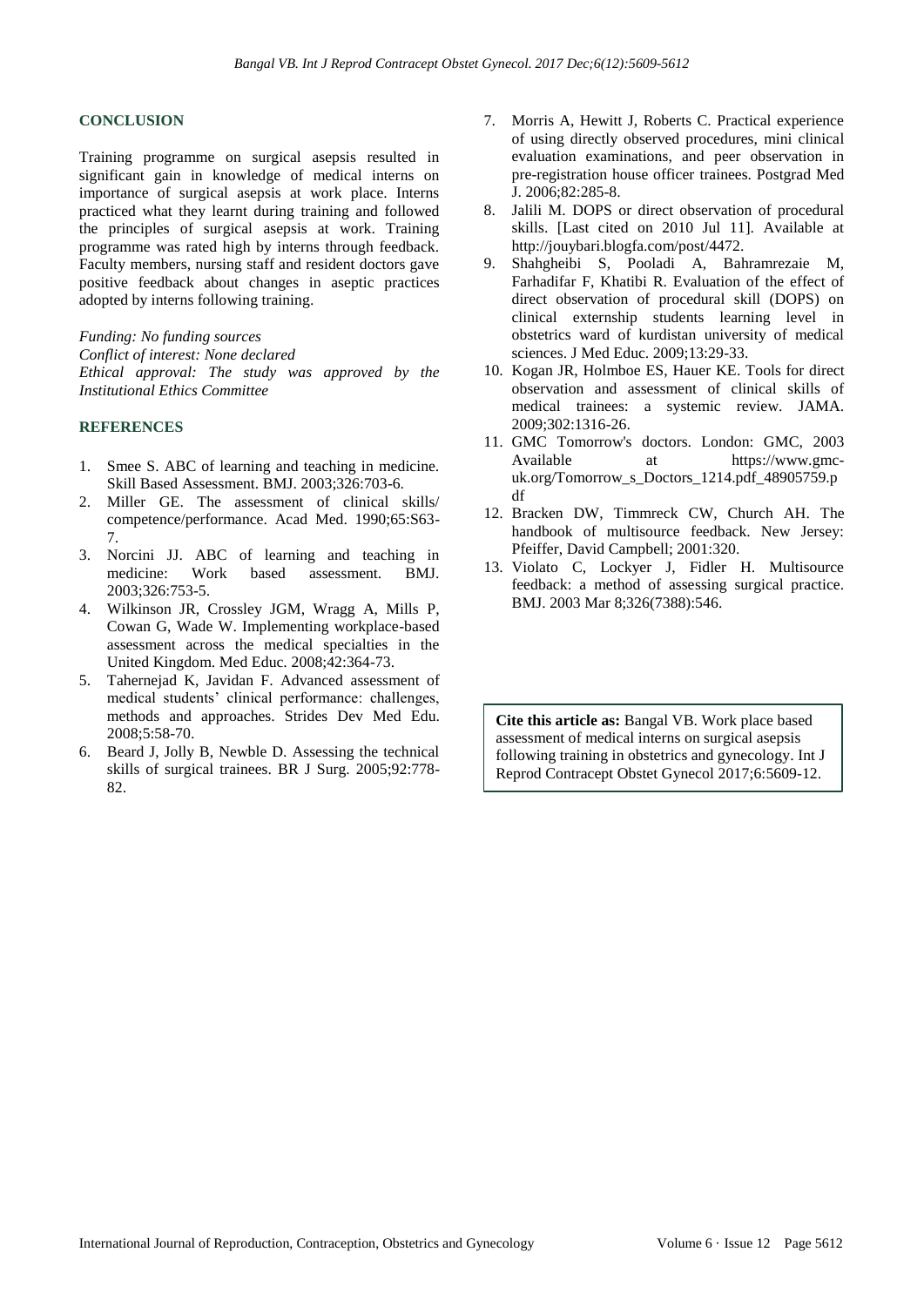## CONCLUSION

Training programme on surgical asepsis resulted in significant gain in knowledge of medical interns on importance of surgical asepsis at work place. Interns practiced what they learnt during training and followed the principles of surgical asepsis at work. Training programme was rated high by interns through feedback. Faculty members, nursing staff and resident doctors gave positive feedback about changes in aseptic practices adopted by interns following training.

*Funding: No funding sources*
*Conflict of interest: None declared*
*Ethical approval: The study was approved by the Institutional Ethics Committee*

## REFERENCES

1. Smee S. ABC of learning and teaching in medicine. Skill Based Assessment. BMJ. 2003;326:703-6.
2. Miller GE. The assessment of clinical skills/ competence/performance. Acad Med. 1990;65:S63-7.
3. Norcini JJ. ABC of learning and teaching in medicine: Work based assessment. BMJ. 2003;326:753-5.
4. Wilkinson JR, Crossley JGM, Wragg A, Mills P, Cowan G, Wade W. Implementing workplace-based assessment across the medical specialties in the United Kingdom. Med Educ. 2008;42:364-73.
5. Tahernejad K, Javidan F. Advanced assessment of medical students' clinical performance: challenges, methods and approaches. Strides Dev Med Edu. 2008;5:58-70.
6. Beard J, Jolly B, Newble D. Assessing the technical skills of surgical trainees. BR J Surg. 2005;92:778-82.
7. Morris A, Hewitt J, Roberts C. Practical experience of using directly observed procedures, mini clinical evaluation examinations, and peer observation in pre-registration house officer trainees. Postgrad Med J. 2006;82:285-8.
8. Jalili M. DOPS or direct observation of procedural skills. [Last cited on 2010 Jul 11]. Available at http://jouybari.blogfa.com/post/4472.
9. Shahgheibi S, Pooladi A, Bahramrezaie M, Farhadifar F, Khatibi R. Evaluation of the effect of direct observation of procedural skill (DOPS) on clinical externship students learning level in obstetrics ward of kurdistan university of medical sciences. J Med Educ. 2009;13:29-33.
10. Kogan JR, Holmboe ES, Hauer KE. Tools for direct observation and assessment of clinical skills of medical trainees: a systemic review. JAMA. 2009;302:1316-26.
11. GMC Tomorrow's doctors. London: GMC, 2003 Available at https://www.gmc-uk.org/Tomorrow_s_Doctors_1214.pdf_48905759.pdf
12. Bracken DW, Timmreck CW, Church AH. The handbook of multisource feedback. New Jersey: Pfeiffer, David Campbell; 2001:320.
13. Violato C, Lockyer J, Fidler H. Multisource feedback: a method of assessing surgical practice. BMJ. 2003 Mar 8;326(7388):546.

**Cite this article as:** Bangal VB. Work place based assessment of medical interns on surgical asepsis following training in obstetrics and gynecology. Int J Reprod Contracept Obstet Gynecol 2017;6:5609-12.